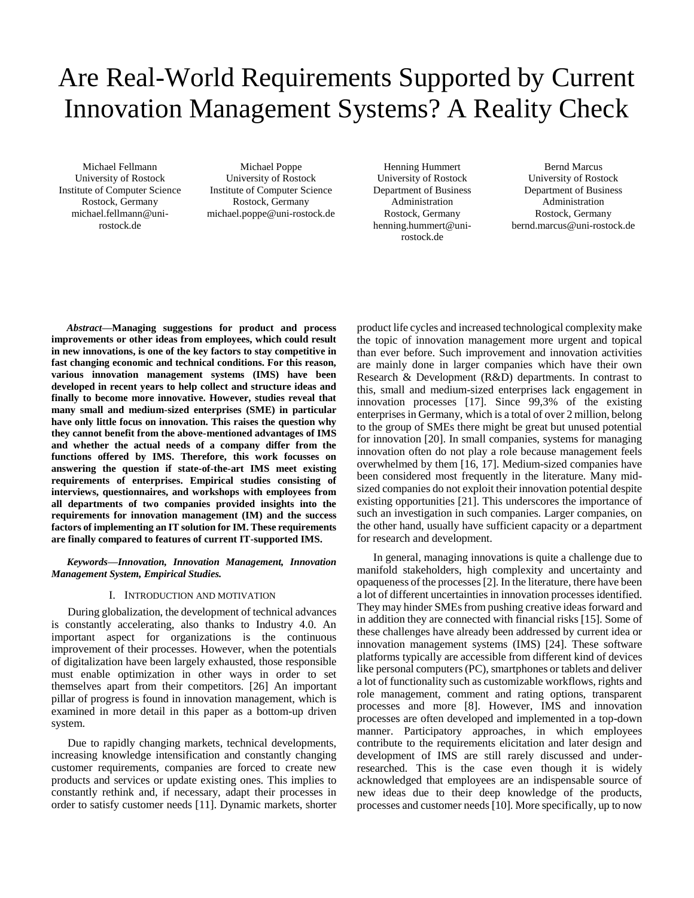# Are Real-World Requirements Supported by Current Innovation Management Systems? A Reality Check

Michael Fellmann
University of Rostock
Institute of Computer Science
Rostock, Germany
michael.fellmann@uni-rostock.de

Michael Poppe
University of Rostock
Institute of Computer Science
Rostock, Germany
michael.poppe@uni-rostock.de

Henning Hummert
University of Rostock
Department of Business Administration
Rostock, Germany
henning.hummert@uni-rostock.de

Bernd Marcus
University of Rostock
Department of Business Administration
Rostock, Germany
bernd.marcus@uni-rostock.de

***Abstract*—Managing suggestions for product and process improvements or other ideas from employees, which could result in new innovations, is one of the key factors to stay competitive in fast changing economic and technical conditions. For this reason, various innovation management systems (IMS) have been developed in recent years to help collect and structure ideas and finally to become more innovative. However, studies reveal that many small and medium-sized enterprises (SME) in particular have only little focus on innovation. This raises the question why they cannot benefit from the above-mentioned advantages of IMS and whether the actual needs of a company differ from the functions offered by IMS. Therefore, this work focusses on answering the question if state-of-the-art IMS meet existing requirements of enterprises. Empirical studies consisting of interviews, questionnaires, and workshops with employees from all departments of two companies provided insights into the requirements for innovation management (IM) and the success factors of implementing an IT solution for IM. These requirements are finally compared to features of current IT-supported IMS.**

***Keywords*—*Innovation, Innovation Management, Innovation Management System, Empirical Studies.***

## I. Introduction and Motivation

During globalization, the development of technical advances is constantly accelerating, also thanks to Industry 4.0. An important aspect for organizations is the continuous improvement of their processes. However, when the potentials of digitalization have been largely exhausted, those responsible must enable optimization in other ways in order to set themselves apart from their competitors. [26] An important pillar of progress is found in innovation management, which is examined in more detail in this paper as a bottom-up driven system.

Due to rapidly changing markets, technical developments, increasing knowledge intensification and constantly changing customer requirements, companies are forced to create new products and services or update existing ones. This implies to constantly rethink and, if necessary, adapt their processes in order to satisfy customer needs [11]. Dynamic markets, shorter product life cycles and increased technological complexity make the topic of innovation management more urgent and topical than ever before. Such improvement and innovation activities are mainly done in larger companies which have their own Research & Development (R&D) departments. In contrast to this, small and medium-sized enterprises lack engagement in innovation processes [17]. Since 99,3% of the existing enterprises in Germany, which is a total of over 2 million, belong to the group of SMEs there might be great but unused potential for innovation [20]. In small companies, systems for managing innovation often do not play a role because management feels overwhelmed by them [16, 17]. Medium-sized companies have been considered most frequently in the literature. Many mid-sized companies do not exploit their innovation potential despite existing opportunities [21]. This underscores the importance of such an investigation in such companies. Larger companies, on the other hand, usually have sufficient capacity or a department for research and development.

In general, managing innovations is quite a challenge due to manifold stakeholders, high complexity and uncertainty and opaqueness of the processes [2]. In the literature, there have been a lot of different uncertainties in innovation processes identified. They may hinder SMEs from pushing creative ideas forward and in addition they are connected with financial risks [15]. Some of these challenges have already been addressed by current idea or innovation management systems (IMS) [24]. These software platforms typically are accessible from different kind of devices like personal computers (PC), smartphones or tablets and deliver a lot of functionality such as customizable workflows, rights and role management, comment and rating options, transparent processes and more [8]. However, IMS and innovation processes are often developed and implemented in a top-down manner. Participatory approaches, in which employees contribute to the requirements elicitation and later design and development of IMS are still rarely discussed and under-researched. This is the case even though it is widely acknowledged that employees are an indispensable source of new ideas due to their deep knowledge of the products, processes and customer needs [10]. More specifically, up to now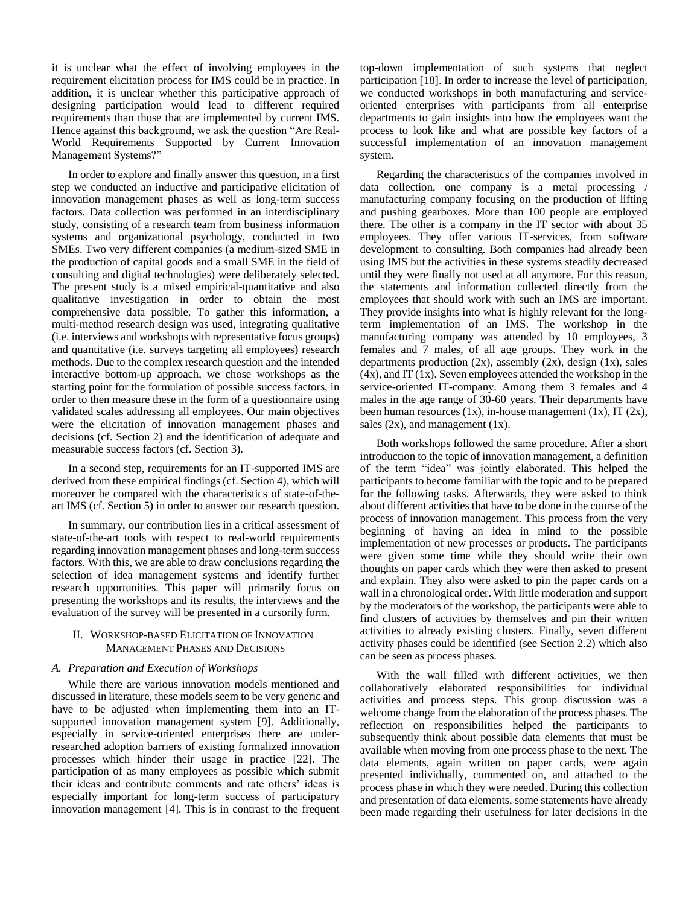it is unclear what the effect of involving employees in the requirement elicitation process for IMS could be in practice. In addition, it is unclear whether this participative approach of designing participation would lead to different required requirements than those that are implemented by current IMS. Hence against this background, we ask the question "Are Real-World Requirements Supported by Current Innovation Management Systems?"

In order to explore and finally answer this question, in a first step we conducted an inductive and participative elicitation of innovation management phases as well as long-term success factors. Data collection was performed in an interdisciplinary study, consisting of a research team from business information systems and organizational psychology, conducted in two SMEs. Two very different companies (a medium-sized SME in the production of capital goods and a small SME in the field of consulting and digital technologies) were deliberately selected. The present study is a mixed empirical-quantitative and also qualitative investigation in order to obtain the most comprehensive data possible. To gather this information, a multi-method research design was used, integrating qualitative (i.e. interviews and workshops with representative focus groups) and quantitative (i.e. surveys targeting all employees) research methods. Due to the complex research question and the intended interactive bottom-up approach, we chose workshops as the starting point for the formulation of possible success factors, in order to then measure these in the form of a questionnaire using validated scales addressing all employees. Our main objectives were the elicitation of innovation management phases and decisions (cf. Section 2) and the identification of adequate and measurable success factors (cf. Section 3).

In a second step, requirements for an IT-supported IMS are derived from these empirical findings (cf. Section 4), which will moreover be compared with the characteristics of state-of-the-art IMS (cf. Section 5) in order to answer our research question.

In summary, our contribution lies in a critical assessment of state-of-the-art tools with respect to real-world requirements regarding innovation management phases and long-term success factors. With this, we are able to draw conclusions regarding the selection of idea management systems and identify further research opportunities. This paper will primarily focus on presenting the workshops and its results, the interviews and the evaluation of the survey will be presented in a cursorily form.

## II. Workshop-based Elicitation of Innovation Management Phases and Decisions

### A. Preparation and Execution of Workshops

While there are various innovation models mentioned and discussed in literature, these models seem to be very generic and have to be adjusted when implementing them into an IT-supported innovation management system [9]. Additionally, especially in service-oriented enterprises there are under-researched adoption barriers of existing formalized innovation processes which hinder their usage in practice [22]. The participation of as many employees as possible which submit their ideas and contribute comments and rate others' ideas is especially important for long-term success of participatory innovation management [4]. This is in contrast to the frequent top-down implementation of such systems that neglect participation [18]. In order to increase the level of participation, we conducted workshops in both manufacturing and service-oriented enterprises with participants from all enterprise departments to gain insights into how the employees want the process to look like and what are possible key factors of a successful implementation of an innovation management system.

Regarding the characteristics of the companies involved in data collection, one company is a metal processing / manufacturing company focusing on the production of lifting and pushing gearboxes. More than 100 people are employed there. The other is a company in the IT sector with about 35 employees. They offer various IT-services, from software development to consulting. Both companies had already been using IMS but the activities in these systems steadily decreased until they were finally not used at all anymore. For this reason, the statements and information collected directly from the employees that should work with such an IMS are important. They provide insights into what is highly relevant for the long-term implementation of an IMS. The workshop in the manufacturing company was attended by 10 employees, 3 females and 7 males, of all age groups. They work in the departments production (2x), assembly (2x), design (1x), sales (4x), and IT (1x). Seven employees attended the workshop in the service-oriented IT-company. Among them 3 females and 4 males in the age range of 30-60 years. Their departments have been human resources (1x), in-house management (1x), IT (2x), sales (2x), and management (1x).

Both workshops followed the same procedure. After a short introduction to the topic of innovation management, a definition of the term "idea" was jointly elaborated. This helped the participants to become familiar with the topic and to be prepared for the following tasks. Afterwards, they were asked to think about different activities that have to be done in the course of the process of innovation management. This process from the very beginning of having an idea in mind to the possible implementation of new processes or products. The participants were given some time while they should write their own thoughts on paper cards which they were then asked to present and explain. They also were asked to pin the paper cards on a wall in a chronological order. With little moderation and support by the moderators of the workshop, the participants were able to find clusters of activities by themselves and pin their written activities to already existing clusters. Finally, seven different activity phases could be identified (see Section 2.2) which also can be seen as process phases.

With the wall filled with different activities, we then collaboratively elaborated responsibilities for individual activities and process steps. This group discussion was a welcome change from the elaboration of the process phases. The reflection on responsibilities helped the participants to subsequently think about possible data elements that must be available when moving from one process phase to the next. The data elements, again written on paper cards, were again presented individually, commented on, and attached to the process phase in which they were needed. During this collection and presentation of data elements, some statements have already been made regarding their usefulness for later decisions in the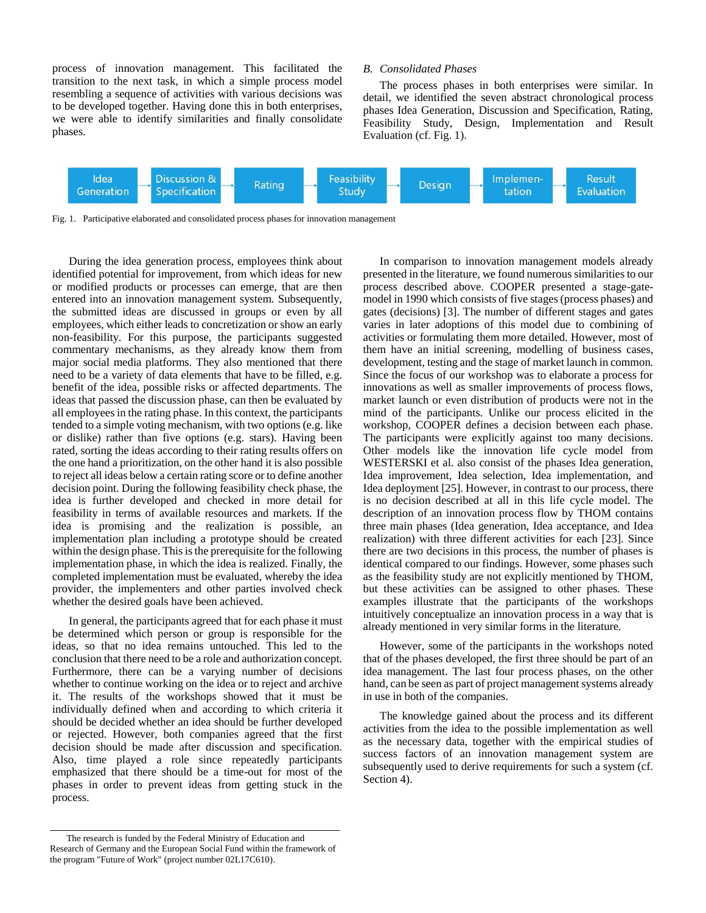process of innovation management. This facilitated the transition to the next task, in which a simple process model resembling a sequence of activities with various decisions was to be developed together. Having done this in both enterprises, we were able to identify similarities and finally consolidate phases.

### B. Consolidated Phases

The process phases in both enterprises were similar. In detail, we identified the seven abstract chronological process phases Idea Generation, Discussion and Specification, Rating, Feasibility Study, Design, Implementation and Result Evaluation (cf. Fig. 1).

Idea Generation → Discussion & Specification → Rating → Feasibility Study → Design → Implemen-tation → Result Evaluation

Fig. 1. Participative elaborated and consolidated process phases for innovation management

During the idea generation process, employees think about identified potential for improvement, from which ideas for new or modified products or processes can emerge, that are then entered into an innovation management system. Subsequently, the submitted ideas are discussed in groups or even by all employees, which either leads to concretization or show an early non-feasibility. For this purpose, the participants suggested commentary mechanisms, as they already know them from major social media platforms. They also mentioned that there need to be a variety of data elements that have to be filled, e.g. benefit of the idea, possible risks or affected departments. The ideas that passed the discussion phase, can then be evaluated by all employees in the rating phase. In this context, the participants tended to a simple voting mechanism, with two options (e.g. like or dislike) rather than five options (e.g. stars). Having been rated, sorting the ideas according to their rating results offers on the one hand a prioritization, on the other hand it is also possible to reject all ideas below a certain rating score or to define another decision point. During the following feasibility check phase, the idea is further developed and checked in more detail for feasibility in terms of available resources and markets. If the idea is promising and the realization is possible, an implementation plan including a prototype should be created within the design phase. This is the prerequisite for the following implementation phase, in which the idea is realized. Finally, the completed implementation must be evaluated, whereby the idea provider, the implementers and other parties involved check whether the desired goals have been achieved.

In general, the participants agreed that for each phase it must be determined which person or group is responsible for the ideas, so that no idea remains untouched. This led to the conclusion that there need to be a role and authorization concept. Furthermore, there can be a varying number of decisions whether to continue working on the idea or to reject and archive it. The results of the workshops showed that it must be individually defined when and according to which criteria it should be decided whether an idea should be further developed or rejected. However, both companies agreed that the first decision should be made after discussion and specification. Also, time played a role since repeatedly participants emphasized that there should be a time-out for most of the phases in order to prevent ideas from getting stuck in the process.

In comparison to innovation management models already presented in the literature, we found numerous similarities to our process described above. COOPER presented a stage-gate-model in 1990 which consists of five stages (process phases) and gates (decisions) [3]. The number of different stages and gates varies in later adoptions of this model due to combining of activities or formulating them more detailed. However, most of them have an initial screening, modelling of business cases, development, testing and the stage of market launch in common. Since the focus of our workshop was to elaborate a process for innovations as well as smaller improvements of process flows, market launch or even distribution of products were not in the mind of the participants. Unlike our process elicited in the workshop, COOPER defines a decision between each phase. The participants were explicitly against too many decisions. Other models like the innovation life cycle model from WESTERSKI et al. also consist of the phases Idea generation, Idea improvement, Idea selection, Idea implementation, and Idea deployment [25]. However, in contrast to our process, there is no decision described at all in this life cycle model. The description of an innovation process flow by THOM contains three main phases (Idea generation, Idea acceptance, and Idea realization) with three different activities for each [23]. Since there are two decisions in this process, the number of phases is identical compared to our findings. However, some phases such as the feasibility study are not explicitly mentioned by THOM, but these activities can be assigned to other phases. These examples illustrate that the participants of the workshops intuitively conceptualize an innovation process in a way that is already mentioned in very similar forms in the literature.

However, some of the participants in the workshops noted that of the phases developed, the first three should be part of an idea management. The last four process phases, on the other hand, can be seen as part of project management systems already in use in both of the companies.

The knowledge gained about the process and its different activities from the idea to the possible implementation as well as the necessary data, together with the empirical studies of success factors of an innovation management system are subsequently used to derive requirements for such a system (cf. Section 4).

---

The research is funded by the Federal Ministry of Education and Research of Germany and the European Social Fund within the framework of the program "Future of Work" (project number 02L17C610).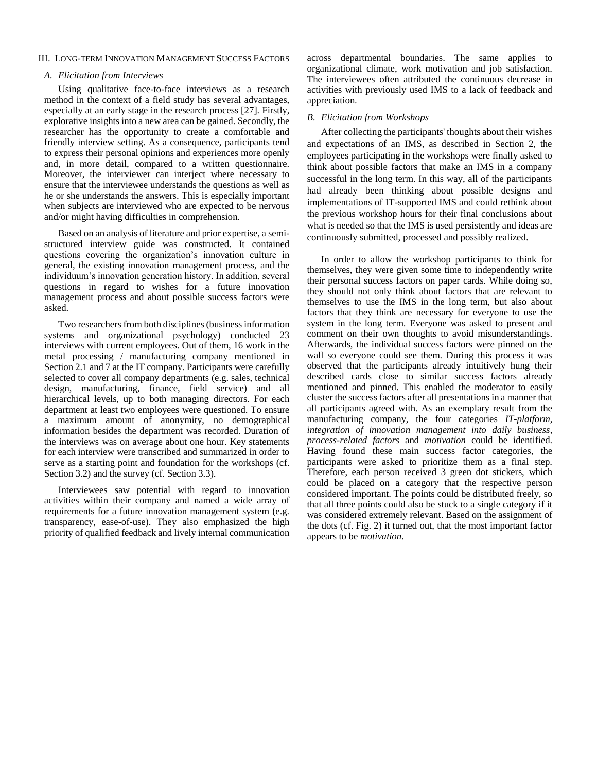## III. Long-term Innovation Management Success Factors

### A. Elicitation from Interviews

Using qualitative face-to-face interviews as a research method in the context of a field study has several advantages, especially at an early stage in the research process [27]. Firstly, explorative insights into a new area can be gained. Secondly, the researcher has the opportunity to create a comfortable and friendly interview setting. As a consequence, participants tend to express their personal opinions and experiences more openly and, in more detail, compared to a written questionnaire. Moreover, the interviewer can interject where necessary to ensure that the interviewee understands the questions as well as he or she understands the answers. This is especially important when subjects are interviewed who are expected to be nervous and/or might having difficulties in comprehension.

Based on an analysis of literature and prior expertise, a semi-structured interview guide was constructed. It contained questions covering the organization's innovation culture in general, the existing innovation management process, and the individuum's innovation generation history. In addition, several questions in regard to wishes for a future innovation management process and about possible success factors were asked.

Two researchers from both disciplines (business information systems and organizational psychology) conducted 23 interviews with current employees. Out of them, 16 work in the metal processing / manufacturing company mentioned in Section 2.1 and 7 at the IT company. Participants were carefully selected to cover all company departments (e.g. sales, technical design, manufacturing, finance, field service) and all hierarchical levels, up to both managing directors. For each department at least two employees were questioned. To ensure a maximum amount of anonymity, no demographical information besides the department was recorded. Duration of the interviews was on average about one hour. Key statements for each interview were transcribed and summarized in order to serve as a starting point and foundation for the workshops (cf. Section 3.2) and the survey (cf. Section 3.3).

Interviewees saw potential with regard to innovation activities within their company and named a wide array of requirements for a future innovation management system (e.g. transparency, ease-of-use). They also emphasized the high priority of qualified feedback and lively internal communication across departmental boundaries. The same applies to organizational climate, work motivation and job satisfaction. The interviewees often attributed the continuous decrease in activities with previously used IMS to a lack of feedback and appreciation.

### B. Elicitation from Workshops

After collecting the participants' thoughts about their wishes and expectations of an IMS, as described in Section 2, the employees participating in the workshops were finally asked to think about possible factors that make an IMS in a company successful in the long term. In this way, all of the participants had already been thinking about possible designs and implementations of IT-supported IMS and could rethink about the previous workshop hours for their final conclusions about what is needed so that the IMS is used persistently and ideas are continuously submitted, processed and possibly realized.

In order to allow the workshop participants to think for themselves, they were given some time to independently write their personal success factors on paper cards. While doing so, they should not only think about factors that are relevant to themselves to use the IMS in the long term, but also about factors that they think are necessary for everyone to use the system in the long term. Everyone was asked to present and comment on their own thoughts to avoid misunderstandings. Afterwards, the individual success factors were pinned on the wall so everyone could see them. During this process it was observed that the participants already intuitively hung their described cards close to similar success factors already mentioned and pinned. This enabled the moderator to easily cluster the success factors after all presentations in a manner that all participants agreed with. As an exemplary result from the manufacturing company, the four categories *IT-platform*, *integration of innovation management into daily business*, *process-related factors* and *motivation* could be identified. Having found these main success factor categories, the participants were asked to prioritize them as a final step. Therefore, each person received 3 green dot stickers, which could be placed on a category that the respective person considered important. The points could be distributed freely, so that all three points could also be stuck to a single category if it was considered extremely relevant. Based on the assignment of the dots (cf. Fig. 2) it turned out, that the most important factor appears to be *motivation*.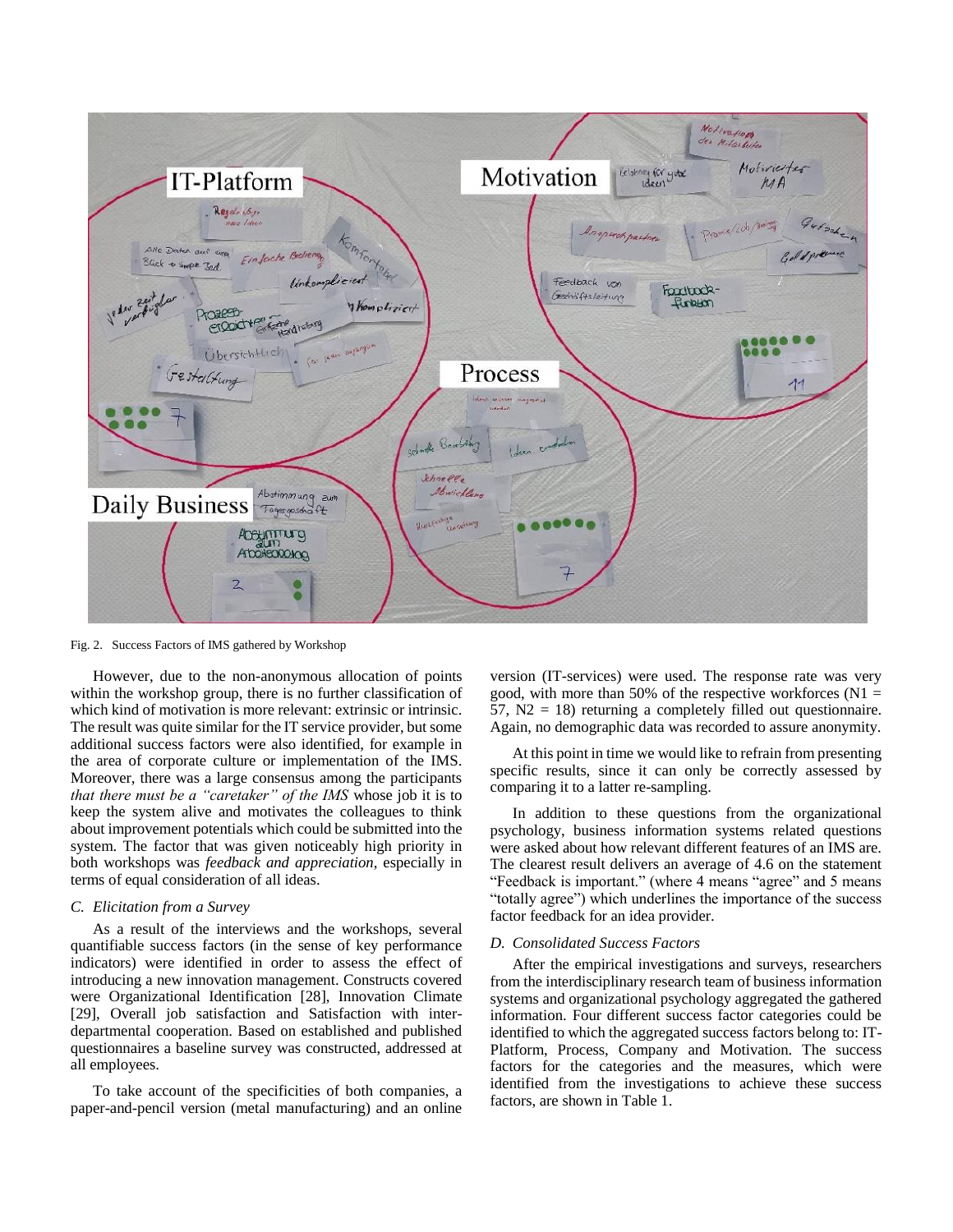Fig. 2. Success Factors of IMS gathered by Workshop

However, due to the non-anonymous allocation of points within the workshop group, there is no further classification of which kind of motivation is more relevant: extrinsic or intrinsic. The result was quite similar for the IT service provider, but some additional success factors were also identified, for example in the area of corporate culture or implementation of the IMS. Moreover, there was a large consensus among the participants *that there must be a "caretaker" of the IMS* whose job it is to keep the system alive and motivates the colleagues to think about improvement potentials which could be submitted into the system. The factor that was given noticeably high priority in both workshops was *feedback and appreciation*, especially in terms of equal consideration of all ideas.

### *C. Elicitation from a Survey*

As a result of the interviews and the workshops, several quantifiable success factors (in the sense of key performance indicators) were identified in order to assess the effect of introducing a new innovation management. Constructs covered were Organizational Identification [28], Innovation Climate [29], Overall job satisfaction and Satisfaction with inter-departmental cooperation. Based on established and published questionnaires a baseline survey was constructed, addressed at all employees.

To take account of the specificities of both companies, a paper-and-pencil version (metal manufacturing) and an online version (IT-services) were used. The response rate was very good, with more than 50% of the respective workforces ($N1 = 57$, $N2 = 18$) returning a completely filled out questionnaire. Again, no demographic data was recorded to assure anonymity.

At this point in time we would like to refrain from presenting specific results, since it can only be correctly assessed by comparing it to a latter re-sampling.

In addition to these questions from the organizational psychology, business information systems related questions were asked about how relevant different features of an IMS are. The clearest result delivers an average of 4.6 on the statement "Feedback is important." (where 4 means "agree" and 5 means "totally agree") which underlines the importance of the success factor feedback for an idea provider.

### *D. Consolidated Success Factors*

After the empirical investigations and surveys, researchers from the interdisciplinary research team of business information systems and organizational psychology aggregated the gathered information. Four different success factor categories could be identified to which the aggregated success factors belong to: IT-Platform, Process, Company and Motivation. The success factors for the categories and the measures, which were identified from the investigations to achieve these success factors, are shown in Table 1.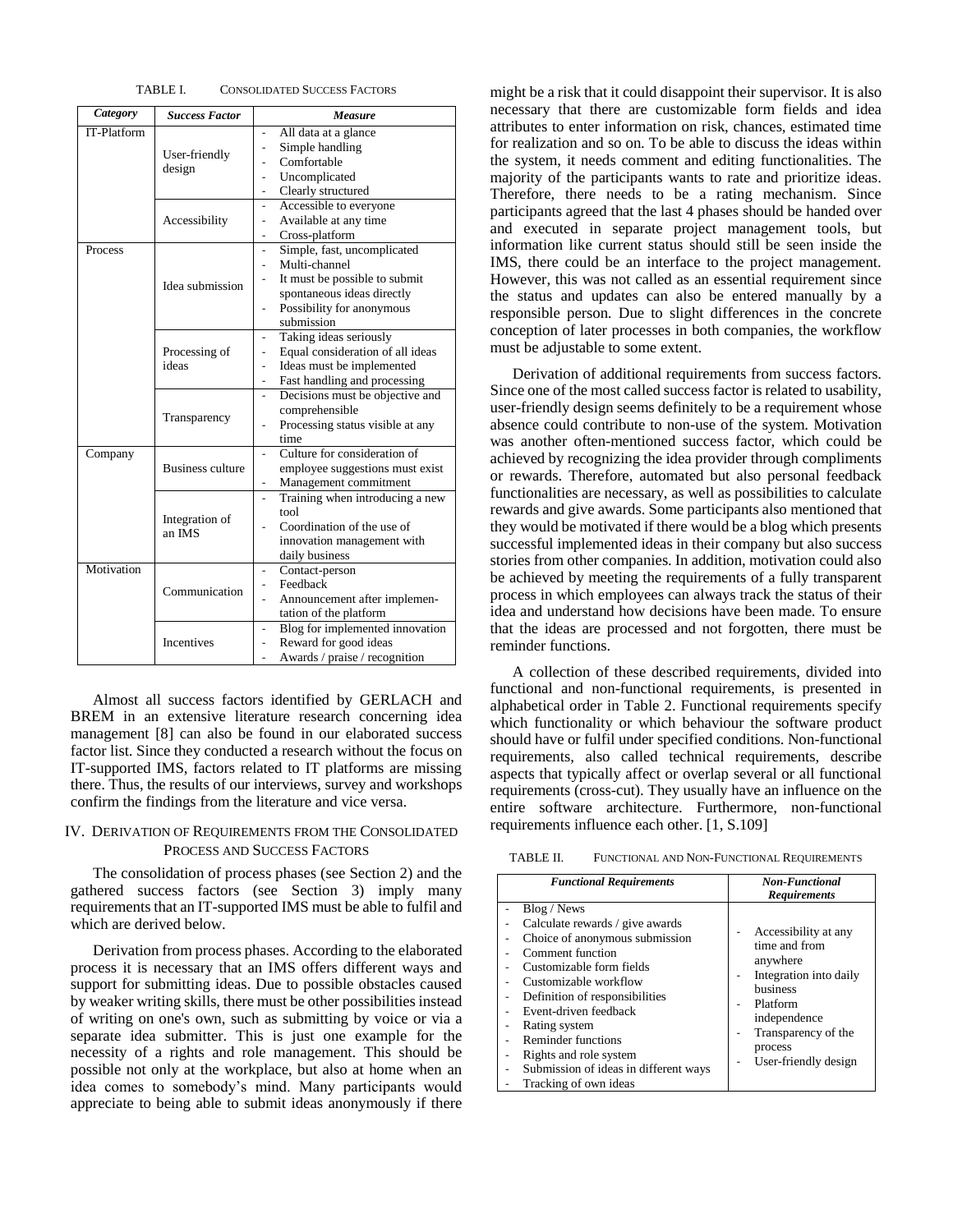TABLE I. CONSOLIDATED SUCCESS FACTORS

| *Category* | *Success Factor* | *Measure* |
|---|---|---|
| IT-Platform | User-friendly design | - All data at a glance<br>- Simple handling<br>- Comfortable<br>- Uncomplicated<br>- Clearly structured |
| | Accessibility | - Accessible to everyone<br>- Available at any time<br>- Cross-platform |
| Process | Idea submission | - Simple, fast, uncomplicated<br>- Multi-channel<br>- It must be possible to submit spontaneous ideas directly<br>- Possibility for anonymous submission |
| | Processing of ideas | - Taking ideas seriously<br>- Equal consideration of all ideas<br>- Ideas must be implemented<br>- Fast handling and processing |
| | Transparency | - Decisions must be objective and comprehensible<br>- Processing status visible at any time |
| Company | Business culture | - Culture for consideration of employee suggestions must exist<br>- Management commitment |
| | Integration of an IMS | - Training when introducing a new tool<br>- Coordination of the use of innovation management with daily business |
| Motivation | Communication | - Contact-person<br>- Feedback<br>- Announcement after implementation of the platform |
| | Incentives | - Blog for implemented innovation<br>- Reward for good ideas<br>- Awards / praise / recognition |

Almost all success factors identified by GERLACH and BREM in an extensive literature research concerning idea management [8] can also be found in our elaborated success factor list. Since they conducted a research without the focus on IT-supported IMS, factors related to IT platforms are missing there. Thus, the results of our interviews, survey and workshops confirm the findings from the literature and vice versa.

## IV. DERIVATION OF REQUIREMENTS FROM THE CONSOLIDATED PROCESS AND SUCCESS FACTORS

The consolidation of process phases (see Section 2) and the gathered success factors (see Section 3) imply many requirements that an IT-supported IMS must be able to fulfil and which are derived below.

Derivation from process phases. According to the elaborated process it is necessary that an IMS offers different ways and support for submitting ideas. Due to possible obstacles caused by weaker writing skills, there must be other possibilities instead of writing on one's own, such as submitting by voice or via a separate idea submitter. This is just one example for the necessity of a rights and role management. This should be possible not only at the workplace, but also at home when an idea comes to somebody's mind. Many participants would appreciate to being able to submit ideas anonymously if there might be a risk that it could disappoint their supervisor. It is also necessary that there are customizable form fields and idea attributes to enter information on risk, chances, estimated time for realization and so on. To be able to discuss the ideas within the system, it needs comment and editing functionalities. The majority of the participants wants to rate and prioritize ideas. Therefore, there needs to be a rating mechanism. Since participants agreed that the last 4 phases should be handed over and executed in separate project management tools, but information like current status should still be seen inside the IMS, there could be an interface to the project management. However, this was not called as an essential requirement since the status and updates can also be entered manually by a responsible person. Due to slight differences in the concrete conception of later processes in both companies, the workflow must be adjustable to some extent.

Derivation of additional requirements from success factors. Since one of the most called success factor is related to usability, user-friendly design seems definitely to be a requirement whose absence could contribute to non-use of the system. Motivation was another often-mentioned success factor, which could be achieved by recognizing the idea provider through compliments or rewards. Therefore, automated but also personal feedback functionalities are necessary, as well as possibilities to calculate rewards and give awards. Some participants also mentioned that they would be motivated if there would be a blog which presents successful implemented ideas in their company but also success stories from other companies. In addition, motivation could also be achieved by meeting the requirements of a fully transparent process in which employees can always track the status of their idea and understand how decisions have been made. To ensure that the ideas are processed and not forgotten, there must be reminder functions.

A collection of these described requirements, divided into functional and non-functional requirements, is presented in alphabetical order in Table 2. Functional requirements specify which functionality or which behaviour the software product should have or fulfil under specified conditions. Non-functional requirements, also called technical requirements, describe aspects that typically affect or overlap several or all functional requirements (cross-cut). They usually have an influence on the entire software architecture. Furthermore, non-functional requirements influence each other. [1, S.109]

TABLE II. FUNCTIONAL AND NON-FUNCTIONAL REQUIREMENTS

| *Functional Requirements* | *Non-Functional Requirements* |
|---|---|
| - Blog / News<br>- Calculate rewards / give awards<br>- Choice of anonymous submission<br>- Comment function<br>- Customizable form fields<br>- Customizable workflow<br>- Definition of responsibilities<br>- Event-driven feedback<br>- Rating system<br>- Reminder functions<br>- Rights and role system<br>- Submission of ideas in different ways<br>- Tracking of own ideas | - Accessibility at any time and from anywhere<br>- Integration into daily business<br>- Platform independence<br>- Transparency of the process<br>- User-friendly design |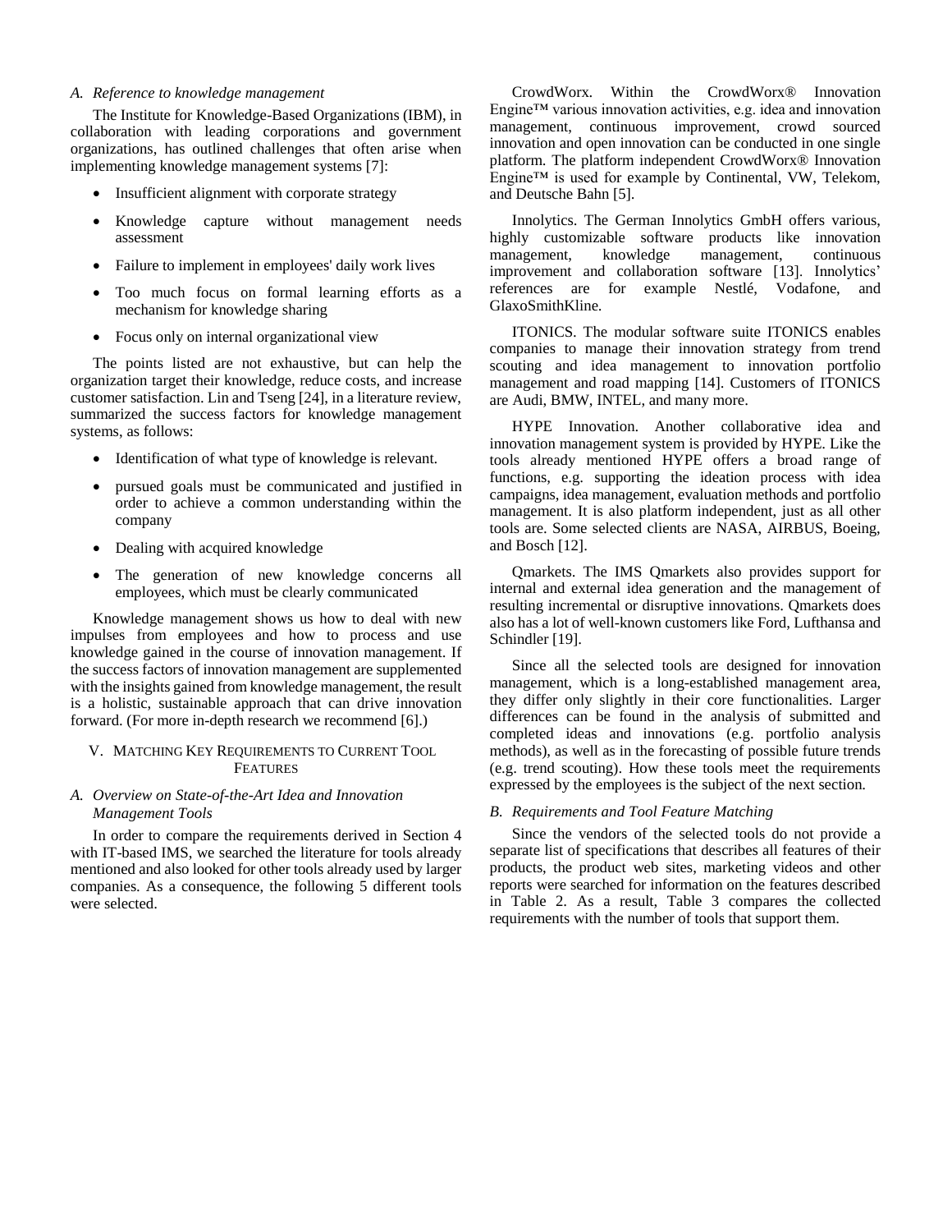### A. Reference to knowledge management

The Institute for Knowledge-Based Organizations (IBM), in collaboration with leading corporations and government organizations, has outlined challenges that often arise when implementing knowledge management systems [7]:

- Insufficient alignment with corporate strategy
- Knowledge capture without management needs assessment
- Failure to implement in employees' daily work lives
- Too much focus on formal learning efforts as a mechanism for knowledge sharing
- Focus only on internal organizational view

The points listed are not exhaustive, but can help the organization target their knowledge, reduce costs, and increase customer satisfaction. Lin and Tseng [24], in a literature review, summarized the success factors for knowledge management systems, as follows:

- Identification of what type of knowledge is relevant.
- pursued goals must be communicated and justified in order to achieve a common understanding within the company
- Dealing with acquired knowledge
- The generation of new knowledge concerns all employees, which must be clearly communicated

Knowledge management shows us how to deal with new impulses from employees and how to process and use knowledge gained in the course of innovation management. If the success factors of innovation management are supplemented with the insights gained from knowledge management, the result is a holistic, sustainable approach that can drive innovation forward. (For more in-depth research we recommend [6].)

## V. Matching Key Requirements to Current Tool Features

### A. Overview on State-of-the-Art Idea and Innovation Management Tools

In order to compare the requirements derived in Section 4 with IT-based IMS, we searched the literature for tools already mentioned and also looked for other tools already used by larger companies. As a consequence, the following 5 different tools were selected.

CrowdWorx. Within the CrowdWorx® Innovation Engine™ various innovation activities, e.g. idea and innovation management, continuous improvement, crowd sourced innovation and open innovation can be conducted in one single platform. The platform independent CrowdWorx® Innovation Engine™ is used for example by Continental, VW, Telekom, and Deutsche Bahn [5].

Innolytics. The German Innolytics GmbH offers various, highly customizable software products like innovation management, knowledge management, continuous improvement and collaboration software [13]. Innolytics' references are for example Nestlé, Vodafone, and GlaxoSmithKline.

ITONICS. The modular software suite ITONICS enables companies to manage their innovation strategy from trend scouting and idea management to innovation portfolio management and road mapping [14]. Customers of ITONICS are Audi, BMW, INTEL, and many more.

HYPE Innovation. Another collaborative idea and innovation management system is provided by HYPE. Like the tools already mentioned HYPE offers a broad range of functions, e.g. supporting the ideation process with idea campaigns, idea management, evaluation methods and portfolio management. It is also platform independent, just as all other tools are. Some selected clients are NASA, AIRBUS, Boeing, and Bosch [12].

Qmarkets. The IMS Qmarkets also provides support for internal and external idea generation and the management of resulting incremental or disruptive innovations. Qmarkets does also has a lot of well-known customers like Ford, Lufthansa and Schindler [19].

Since all the selected tools are designed for innovation management, which is a long-established management area, they differ only slightly in their core functionalities. Larger differences can be found in the analysis of submitted and completed ideas and innovations (e.g. portfolio analysis methods), as well as in the forecasting of possible future trends (e.g. trend scouting). How these tools meet the requirements expressed by the employees is the subject of the next section.

### B. Requirements and Tool Feature Matching

Since the vendors of the selected tools do not provide a separate list of specifications that describes all features of their products, the product web sites, marketing videos and other reports were searched for information on the features described in Table 2. As a result, Table 3 compares the collected requirements with the number of tools that support them.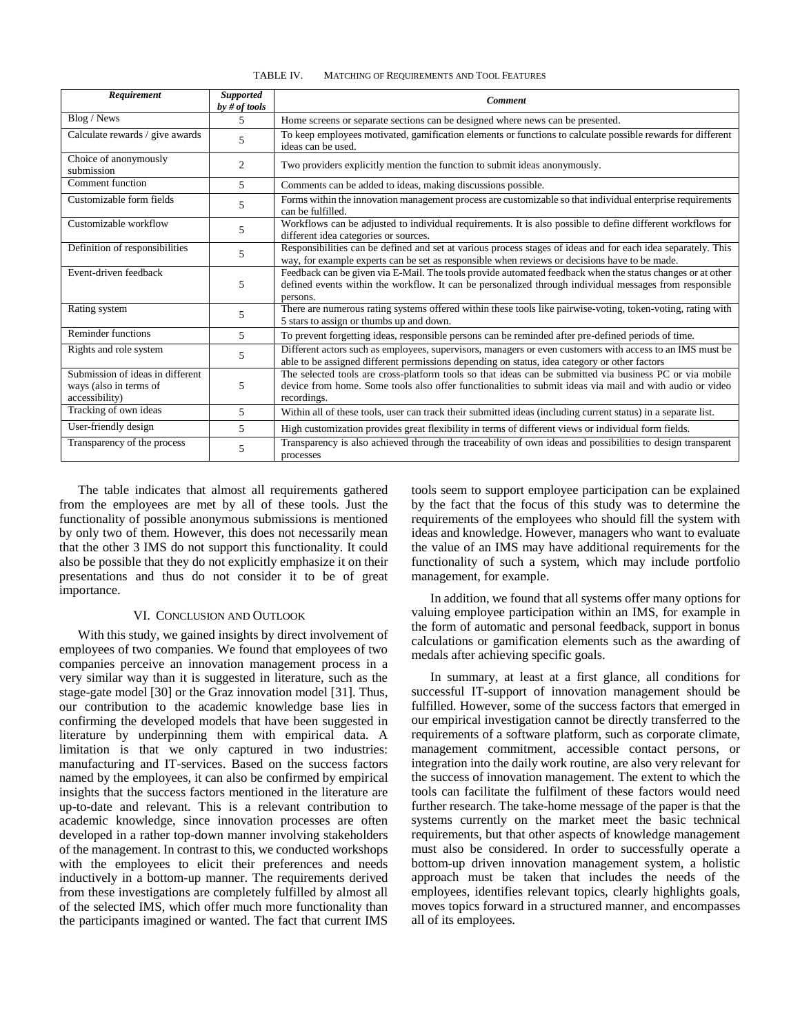TABLE IV. MATCHING OF REQUIREMENTS AND TOOL FEATURES

| ***Requirement*** | ***Supported by # of tools*** | ***Comment*** |
|---|---|---|
| Blog / News | 5 | Home screens or separate sections can be designed where news can be presented. |
| Calculate rewards / give awards | 5 | To keep employees motivated, gamification elements or functions to calculate possible rewards for different ideas can be used. |
| Choice of anonymously submission | 2 | Two providers explicitly mention the function to submit ideas anonymously. |
| Comment function | 5 | Comments can be added to ideas, making discussions possible. |
| Customizable form fields | 5 | Forms within the innovation management process are customizable so that individual enterprise requirements can be fulfilled. |
| Customizable workflow | 5 | Workflows can be adjusted to individual requirements. It is also possible to define different workflows for different idea categories or sources. |
| Definition of responsibilities | 5 | Responsibilities can be defined and set at various process stages of ideas and for each idea separately. This way, for example experts can be set as responsible when reviews or decisions have to be made. |
| Event-driven feedback | 5 | Feedback can be given via E-Mail. The tools provide automated feedback when the status changes or at other defined events within the workflow. It can be personalized through individual messages from responsible persons. |
| Rating system | 5 | There are numerous rating systems offered within these tools like pairwise-voting, token-voting, rating with 5 stars to assign or thumbs up and down. |
| Reminder functions | 5 | To prevent forgetting ideas, responsible persons can be reminded after pre-defined periods of time. |
| Rights and role system | 5 | Different actors such as employees, supervisors, managers or even customers with access to an IMS must be able to be assigned different permissions depending on status, idea category or other factors |
| Submission of ideas in different ways (also in terms of accessibility) | 5 | The selected tools are cross-platform tools so that ideas can be submitted via business PC or via mobile device from home. Some tools also offer functionalities to submit ideas via mail and with audio or video recordings. |
| Tracking of own ideas | 5 | Within all of these tools, user can track their submitted ideas (including current status) in a separate list. |
| User-friendly design | 5 | High customization provides great flexibility in terms of different views or individual form fields. |
| Transparency of the process | 5 | Transparency is also achieved through the traceability of own ideas and possibilities to design transparent processes |

The table indicates that almost all requirements gathered from the employees are met by all of these tools. Just the functionality of possible anonymous submissions is mentioned by only two of them. However, this does not necessarily mean that the other 3 IMS do not support this functionality. It could also be possible that they do not explicitly emphasize it on their presentations and thus do not consider it to be of great importance.

## VI. CONCLUSION AND OUTLOOK

With this study, we gained insights by direct involvement of employees of two companies. We found that employees of two companies perceive an innovation management process in a very similar way than it is suggested in literature, such as the stage-gate model [30] or the Graz innovation model [31]. Thus, our contribution to the academic knowledge base lies in confirming the developed models that have been suggested in literature by underpinning them with empirical data. A limitation is that we only captured in two industries: manufacturing and IT-services. Based on the success factors named by the employees, it can also be confirmed by empirical insights that the success factors mentioned in the literature are up-to-date and relevant. This is a relevant contribution to academic knowledge, since innovation processes are often developed in a rather top-down manner involving stakeholders of the management. In contrast to this, we conducted workshops with the employees to elicit their preferences and needs inductively in a bottom-up manner. The requirements derived from these investigations are completely fulfilled by almost all of the selected IMS, which offer much more functionality than the participants imagined or wanted. The fact that current IMS tools seem to support employee participation can be explained by the fact that the focus of this study was to determine the requirements of the employees who should fill the system with ideas and knowledge. However, managers who want to evaluate the value of an IMS may have additional requirements for the functionality of such a system, which may include portfolio management, for example.

In addition, we found that all systems offer many options for valuing employee participation within an IMS, for example in the form of automatic and personal feedback, support in bonus calculations or gamification elements such as the awarding of medals after achieving specific goals.

In summary, at least at a first glance, all conditions for successful IT-support of innovation management should be fulfilled. However, some of the success factors that emerged in our empirical investigation cannot be directly transferred to the requirements of a software platform, such as corporate climate, management commitment, accessible contact persons, or integration into the daily work routine, are also very relevant for the success of innovation management. The extent to which the tools can facilitate the fulfilment of these factors would need further research. The take-home message of the paper is that the systems currently on the market meet the basic technical requirements, but that other aspects of knowledge management must also be considered. In order to successfully operate a bottom-up driven innovation management system, a holistic approach must be taken that includes the needs of the employees, identifies relevant topics, clearly highlights goals, moves topics forward in a structured manner, and encompasses all of its employees.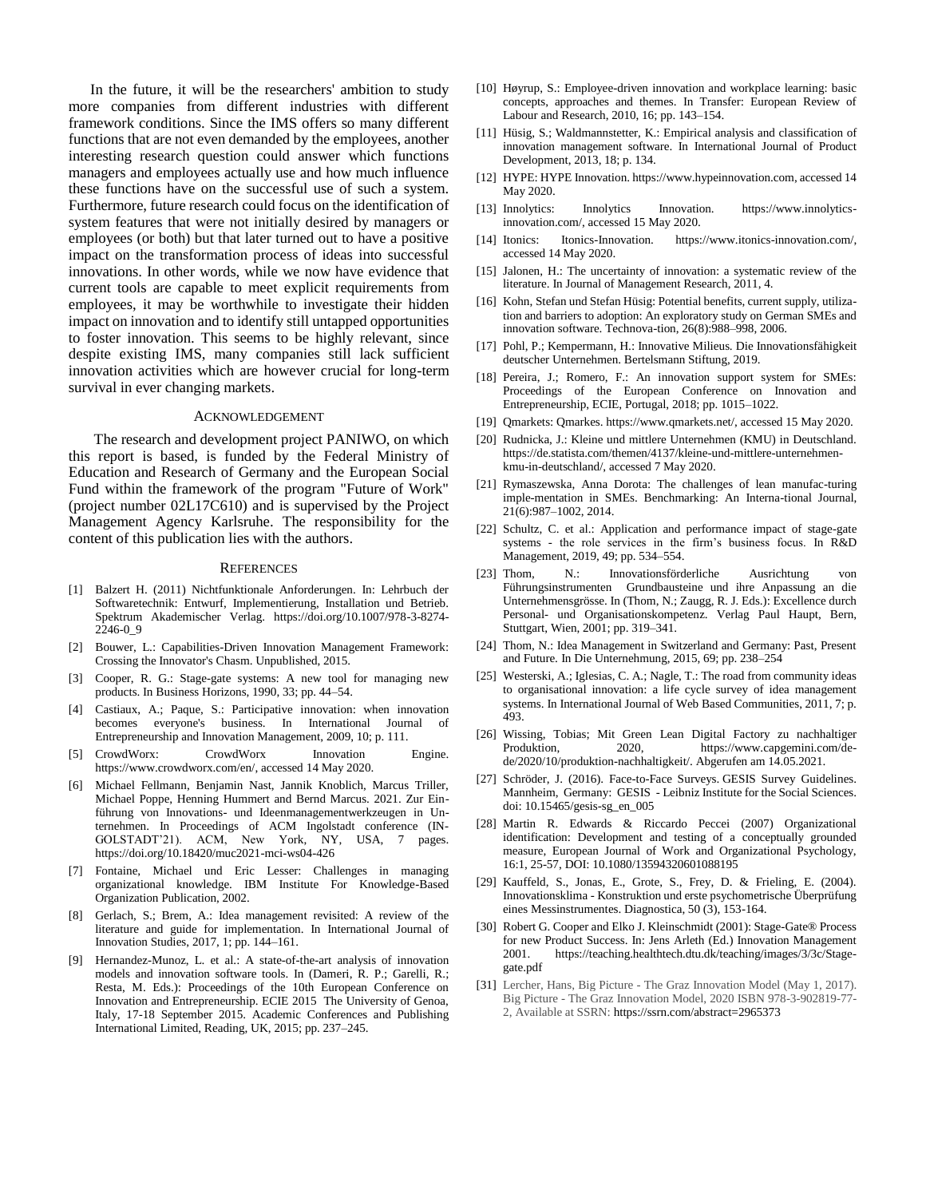In the future, it will be the researchers' ambition to study more companies from different industries with different framework conditions. Since the IMS offers so many different functions that are not even demanded by the employees, another interesting research question could answer which functions managers and employees actually use and how much influence these functions have on the successful use of such a system. Furthermore, future research could focus on the identification of system features that were not initially desired by managers or employees (or both) but that later turned out to have a positive impact on the transformation process of ideas into successful innovations. In other words, while we now have evidence that current tools are capable to meet explicit requirements from employees, it may be worthwhile to investigate their hidden impact on innovation and to identify still untapped opportunities to foster innovation. This seems to be highly relevant, since despite existing IMS, many companies still lack sufficient innovation activities which are however crucial for long-term survival in ever changing markets.

## Acknowledgement

The research and development project PANIWO, on which this report is based, is funded by the Federal Ministry of Education and Research of Germany and the European Social Fund within the framework of the program "Future of Work" (project number 02L17C610) and is supervised by the Project Management Agency Karlsruhe. The responsibility for the content of this publication lies with the authors.

## References

[1] Balzert H. (2011) Nichtfunktionale Anforderungen. In: Lehrbuch der Softwaretechnik: Entwurf, Implementierung, Installation und Betrieb. Spektrum Akademischer Verlag. https://doi.org/10.1007/978-3-8274-2246-0_9

[2] Bouwer, L.: Capabilities-Driven Innovation Management Framework: Crossing the Innovator's Chasm. Unpublished, 2015.

[3] Cooper, R. G.: Stage-gate systems: A new tool for managing new products. In Business Horizons, 1990, 33; pp. 44–54.

[4] Castiaux, A.; Paque, S.: Participative innovation: when innovation becomes everyone's business. In International Journal of Entrepreneurship and Innovation Management, 2009, 10; p. 111.

[5] CrowdWorx: CrowdWorx Innovation Engine. https://www.crowdworx.com/en/, accessed 14 May 2020.

[6] Michael Fellmann, Benjamin Nast, Jannik Knoblich, Marcus Triller, Michael Poppe, Henning Hummert and Bernd Marcus. 2021. Zur Einführung von Innovations- und Ideenmanagementwerkzeugen in Unternehmen. In Proceedings of ACM Ingolstadt conference (INGOLSTADT'21). ACM, New York, NY, USA, 7 pages. https://doi.org/10.18420/muc2021-mci-ws04-426

[7] Fontaine, Michael und Eric Lesser: Challenges in managing organizational knowledge. IBM Institute For Knowledge-Based Organization Publication, 2002.

[8] Gerlach, S.; Brem, A.: Idea management revisited: A review of the literature and guide for implementation. In International Journal of Innovation Studies, 2017, 1; pp. 144–161.

[9] Hernandez-Munoz, L. et al.: A state-of-the-art analysis of innovation models and innovation software tools. In (Dameri, R. P.; Garelli, R.; Resta, M. Eds.): Proceedings of the 10th European Conference on Innovation and Entrepreneurship. ECIE 2015 The University of Genoa, Italy, 17-18 September 2015. Academic Conferences and Publishing International Limited, Reading, UK, 2015; pp. 237–245.

[10] Høyrup, S.: Employee-driven innovation and workplace learning: basic concepts, approaches and themes. In Transfer: European Review of Labour and Research, 2010, 16; pp. 143–154.

[11] Hüsig, S.; Waldmannstetter, K.: Empirical analysis and classification of innovation management software. In International Journal of Product Development, 2013, 18; p. 134.

[12] HYPE: HYPE Innovation. https://www.hypeinnovation.com, accessed 14 May 2020.

[13] Innolytics: Innolytics Innovation. https://www.innolytics-innovation.com/, accessed 15 May 2020.

[14] Itonics: Itonics-Innovation. https://www.itonics-innovation.com/, accessed 14 May 2020.

[15] Jalonen, H.: The uncertainty of innovation: a systematic review of the literature. In Journal of Management Research, 2011, 4.

[16] Kohn, Stefan und Stefan Hüsig: Potential benefits, current supply, utilization and barriers to adoption: An exploratory study on German SMEs and innovation software. Technova-tion, 26(8):988–998, 2006.

[17] Pohl, P.; Kempermann, H.: Innovative Milieus. Die Innovationsfähigkeit deutscher Unternehmen. Bertelsmann Stiftung, 2019.

[18] Pereira, J.; Romero, F.: An innovation support system for SMEs: Proceedings of the European Conference on Innovation and Entrepreneurship, ECIE, Portugal, 2018; pp. 1015–1022.

[19] Qmarkets: Qmarkes. https://www.qmarkets.net/, accessed 15 May 2020.

[20] Rudnicka, J.: Kleine und mittlere Unternehmen (KMU) in Deutschland. https://de.statista.com/themen/4137/kleine-und-mittlere-unternehmen-kmu-in-deutschland/, accessed 7 May 2020.

[21] Rymaszewska, Anna Dorota: The challenges of lean manufac-turing imple-mentation in SMEs. Benchmarking: An Interna-tional Journal, 21(6):987–1002, 2014.

[22] Schultz, C. et al.: Application and performance impact of stage-gate systems - the role services in the firm's business focus. In R&D Management, 2019, 49; pp. 534–554.

[23] Thom, N.: Innovationsförderliche Ausrichtung von Führungsinstrumenten Grundbausteine und ihre Anpassung an die Unternehmensgrösse. In (Thom, N.; Zaugg, R. J. Eds.): Excellence durch Personal- und Organisationskompetenz. Verlag Paul Haupt, Bern, Stuttgart, Wien, 2001; pp. 319–341.

[24] Thom, N.: Idea Management in Switzerland and Germany: Past, Present and Future. In Die Unternehmung, 2015, 69; pp. 238–254

[25] Westerski, A.; Iglesias, C. A.; Nagle, T.: The road from community ideas to organisational innovation: a life cycle survey of idea management systems. In International Journal of Web Based Communities, 2011, 7; p. 493.

[26] Wissing, Tobias; Mit Green Lean Digital Factory zu nachhaltiger Produktion, 2020, https://www.capgemini.com/de-de/2020/10/produktion-nachhaltigkeit/. Abgerufen am 14.05.2021.

[27] Schröder, J. (2016). Face-to-Face Surveys. GESIS Survey Guidelines. Mannheim, Germany: GESIS - Leibniz Institute for the Social Sciences. doi: 10.15465/gesis-sg_en_005

[28] Martin R. Edwards & Riccardo Peccei (2007) Organizational identification: Development and testing of a conceptually grounded measure, European Journal of Work and Organizational Psychology, 16:1, 25-57, DOI: 10.1080/13594320601088195

[29] Kauffeld, S., Jonas, E., Grote, S., Frey, D. & Frieling, E. (2004). Innovationsklima - Konstruktion und erste psychometrische Überprüfung eines Messinstrumentes. Diagnostica, 50 (3), 153-164.

[30] Robert G. Cooper and Elko J. Kleinschmidt (2001): Stage-Gate® Process for new Product Success. In: Jens Arleth (Ed.) Innovation Management 2001. https://teaching.healthtech.dtu.dk/teaching/images/3/3c/Stage-gate.pdf

[31] Lercher, Hans, Big Picture - The Graz Innovation Model (May 1, 2017). Big Picture - The Graz Innovation Model, 2020 ISBN 978-3-902819-77-2, Available at SSRN: https://ssrn.com/abstract=2965373